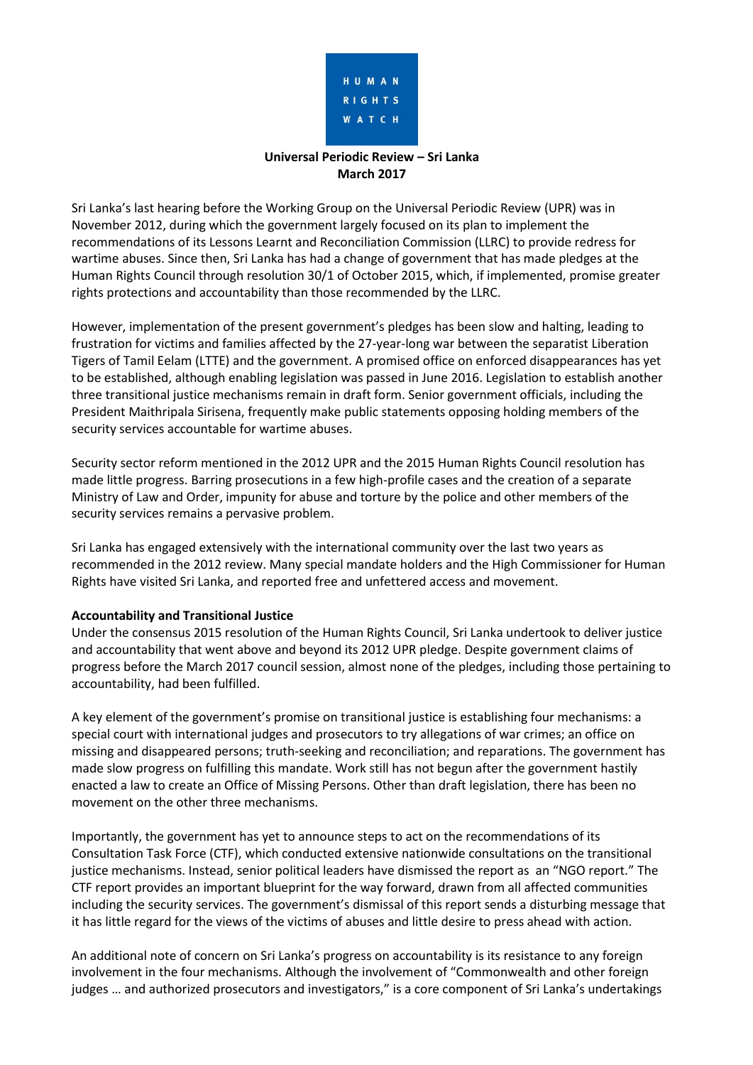HUMAN RIGHTS WATCH

**Universal Periodic Review – Sri Lanka**
**March 2017**

Sri Lanka's last hearing before the Working Group on the Universal Periodic Review (UPR) was in November 2012, during which the government largely focused on its plan to implement the recommendations of its Lessons Learnt and Reconciliation Commission (LLRC) to provide redress for wartime abuses. Since then, Sri Lanka has had a change of government that has made pledges at the Human Rights Council through resolution 30/1 of October 2015, which, if implemented, promise greater rights protections and accountability than those recommended by the LLRC.

However, implementation of the present government's pledges has been slow and halting, leading to frustration for victims and families affected by the 27-year-long war between the separatist Liberation Tigers of Tamil Eelam (LTTE) and the government. A promised office on enforced disappearances has yet to be established, although enabling legislation was passed in June 2016. Legislation to establish another three transitional justice mechanisms remain in draft form. Senior government officials, including the President Maithripala Sirisena, frequently make public statements opposing holding members of the security services accountable for wartime abuses.

Security sector reform mentioned in the 2012 UPR and the 2015 Human Rights Council resolution has made little progress. Barring prosecutions in a few high-profile cases and the creation of a separate Ministry of Law and Order, impunity for abuse and torture by the police and other members of the security services remains a pervasive problem.

Sri Lanka has engaged extensively with the international community over the last two years as recommended in the 2012 review. Many special mandate holders and the High Commissioner for Human Rights have visited Sri Lanka, and reported free and unfettered access and movement.

**Accountability and Transitional Justice**

Under the consensus 2015 resolution of the Human Rights Council, Sri Lanka undertook to deliver justice and accountability that went above and beyond its 2012 UPR pledge. Despite government claims of progress before the March 2017 council session, almost none of the pledges, including those pertaining to accountability, had been fulfilled.

A key element of the government's promise on transitional justice is establishing four mechanisms: a special court with international judges and prosecutors to try allegations of war crimes; an office on missing and disappeared persons; truth-seeking and reconciliation; and reparations. The government has made slow progress on fulfilling this mandate. Work still has not begun after the government hastily enacted a law to create an Office of Missing Persons. Other than draft legislation, there has been no movement on the other three mechanisms.

Importantly, the government has yet to announce steps to act on the recommendations of its Consultation Task Force (CTF), which conducted extensive nationwide consultations on the transitional justice mechanisms. Instead, senior political leaders have dismissed the report as an "NGO report." The CTF report provides an important blueprint for the way forward, drawn from all affected communities including the security services. The government's dismissal of this report sends a disturbing message that it has little regard for the views of the victims of abuses and little desire to press ahead with action.

An additional note of concern on Sri Lanka's progress on accountability is its resistance to any foreign involvement in the four mechanisms. Although the involvement of "Commonwealth and other foreign judges … and authorized prosecutors and investigators," is a core component of Sri Lanka's undertakings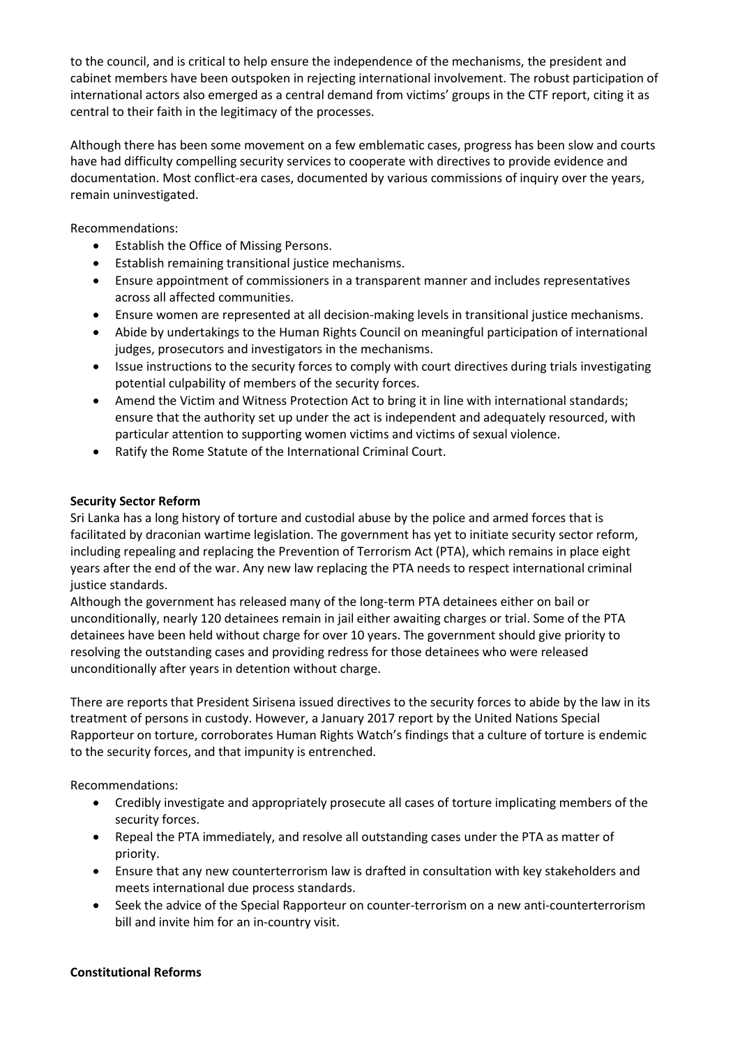to the council, and is critical to help ensure the independence of the mechanisms, the president and cabinet members have been outspoken in rejecting international involvement. The robust participation of international actors also emerged as a central demand from victims' groups in the CTF report, citing it as central to their faith in the legitimacy of the processes.

Although there has been some movement on a few emblematic cases, progress has been slow and courts have had difficulty compelling security services to cooperate with directives to provide evidence and documentation. Most conflict-era cases, documented by various commissions of inquiry over the years, remain uninvestigated.

Recommendations:

- Establish the Office of Missing Persons.
- Establish remaining transitional justice mechanisms.
- Ensure appointment of commissioners in a transparent manner and includes representatives across all affected communities.
- Ensure women are represented at all decision-making levels in transitional justice mechanisms.
- Abide by undertakings to the Human Rights Council on meaningful participation of international judges, prosecutors and investigators in the mechanisms.
- Issue instructions to the security forces to comply with court directives during trials investigating potential culpability of members of the security forces.
- Amend the Victim and Witness Protection Act to bring it in line with international standards; ensure that the authority set up under the act is independent and adequately resourced, with particular attention to supporting women victims and victims of sexual violence.
- Ratify the Rome Statute of the International Criminal Court.

**Security Sector Reform**

Sri Lanka has a long history of torture and custodial abuse by the police and armed forces that is facilitated by draconian wartime legislation. The government has yet to initiate security sector reform, including repealing and replacing the Prevention of Terrorism Act (PTA), which remains in place eight years after the end of the war. Any new law replacing the PTA needs to respect international criminal justice standards.

Although the government has released many of the long-term PTA detainees either on bail or unconditionally, nearly 120 detainees remain in jail either awaiting charges or trial. Some of the PTA detainees have been held without charge for over 10 years. The government should give priority to resolving the outstanding cases and providing redress for those detainees who were released unconditionally after years in detention without charge.

There are reports that President Sirisena issued directives to the security forces to abide by the law in its treatment of persons in custody. However, a January 2017 report by the United Nations Special Rapporteur on torture, corroborates Human Rights Watch's findings that a culture of torture is endemic to the security forces, and that impunity is entrenched.

Recommendations:

- Credibly investigate and appropriately prosecute all cases of torture implicating members of the security forces.
- Repeal the PTA immediately, and resolve all outstanding cases under the PTA as matter of priority.
- Ensure that any new counterterrorism law is drafted in consultation with key stakeholders and meets international due process standards.
- Seek the advice of the Special Rapporteur on counter-terrorism on a new anti-counterterrorism bill and invite him for an in-country visit.

**Constitutional Reforms**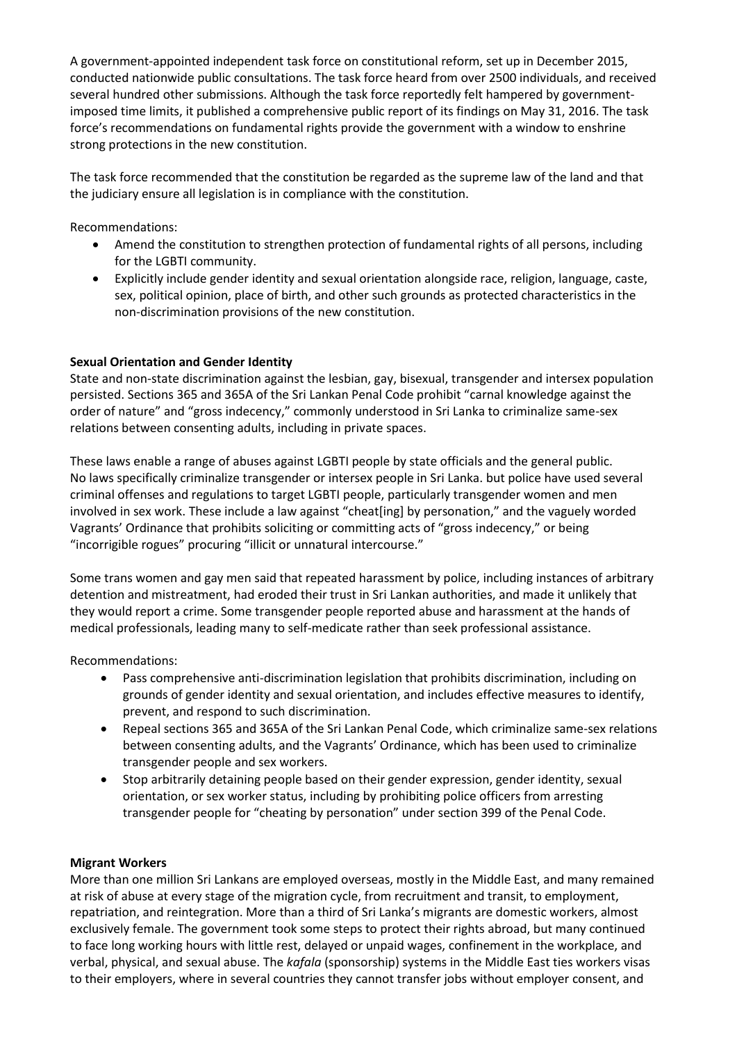A government-appointed independent task force on constitutional reform, set up in December 2015, conducted nationwide public consultations. The task force heard from over 2500 individuals, and received several hundred other submissions. Although the task force reportedly felt hampered by government-imposed time limits, it published a comprehensive public report of its findings on May 31, 2016. The task force's recommendations on fundamental rights provide the government with a window to enshrine strong protections in the new constitution.

The task force recommended that the constitution be regarded as the supreme law of the land and that the judiciary ensure all legislation is in compliance with the constitution.

Recommendations:

- Amend the constitution to strengthen protection of fundamental rights of all persons, including for the LGBTI community.
- Explicitly include gender identity and sexual orientation alongside race, religion, language, caste, sex, political opinion, place of birth, and other such grounds as protected characteristics in the non-discrimination provisions of the new constitution.

**Sexual Orientation and Gender Identity**

State and non-state discrimination against the lesbian, gay, bisexual, transgender and intersex population persisted. Sections 365 and 365A of the Sri Lankan Penal Code prohibit "carnal knowledge against the order of nature" and "gross indecency," commonly understood in Sri Lanka to criminalize same-sex relations between consenting adults, including in private spaces.

These laws enable a range of abuses against LGBTI people by state officials and the general public. No laws specifically criminalize transgender or intersex people in Sri Lanka. but police have used several criminal offenses and regulations to target LGBTI people, particularly transgender women and men involved in sex work. These include a law against "cheat[ing] by personation," and the vaguely worded Vagrants' Ordinance that prohibits soliciting or committing acts of "gross indecency," or being "incorrigible rogues" procuring "illicit or unnatural intercourse."

Some trans women and gay men said that repeated harassment by police, including instances of arbitrary detention and mistreatment, had eroded their trust in Sri Lankan authorities, and made it unlikely that they would report a crime. Some transgender people reported abuse and harassment at the hands of medical professionals, leading many to self-medicate rather than seek professional assistance.

Recommendations:

- Pass comprehensive anti-discrimination legislation that prohibits discrimination, including on grounds of gender identity and sexual orientation, and includes effective measures to identify, prevent, and respond to such discrimination.
- Repeal sections 365 and 365A of the Sri Lankan Penal Code, which criminalize same-sex relations between consenting adults, and the Vagrants' Ordinance, which has been used to criminalize transgender people and sex workers.
- Stop arbitrarily detaining people based on their gender expression, gender identity, sexual orientation, or sex worker status, including by prohibiting police officers from arresting transgender people for "cheating by personation" under section 399 of the Penal Code.

**Migrant Workers**

More than one million Sri Lankans are employed overseas, mostly in the Middle East, and many remained at risk of abuse at every stage of the migration cycle, from recruitment and transit, to employment, repatriation, and reintegration. More than a third of Sri Lanka's migrants are domestic workers, almost exclusively female. The government took some steps to protect their rights abroad, but many continued to face long working hours with little rest, delayed or unpaid wages, confinement in the workplace, and verbal, physical, and sexual abuse. The *kafala* (sponsorship) systems in the Middle East ties workers visas to their employers, where in several countries they cannot transfer jobs without employer consent, and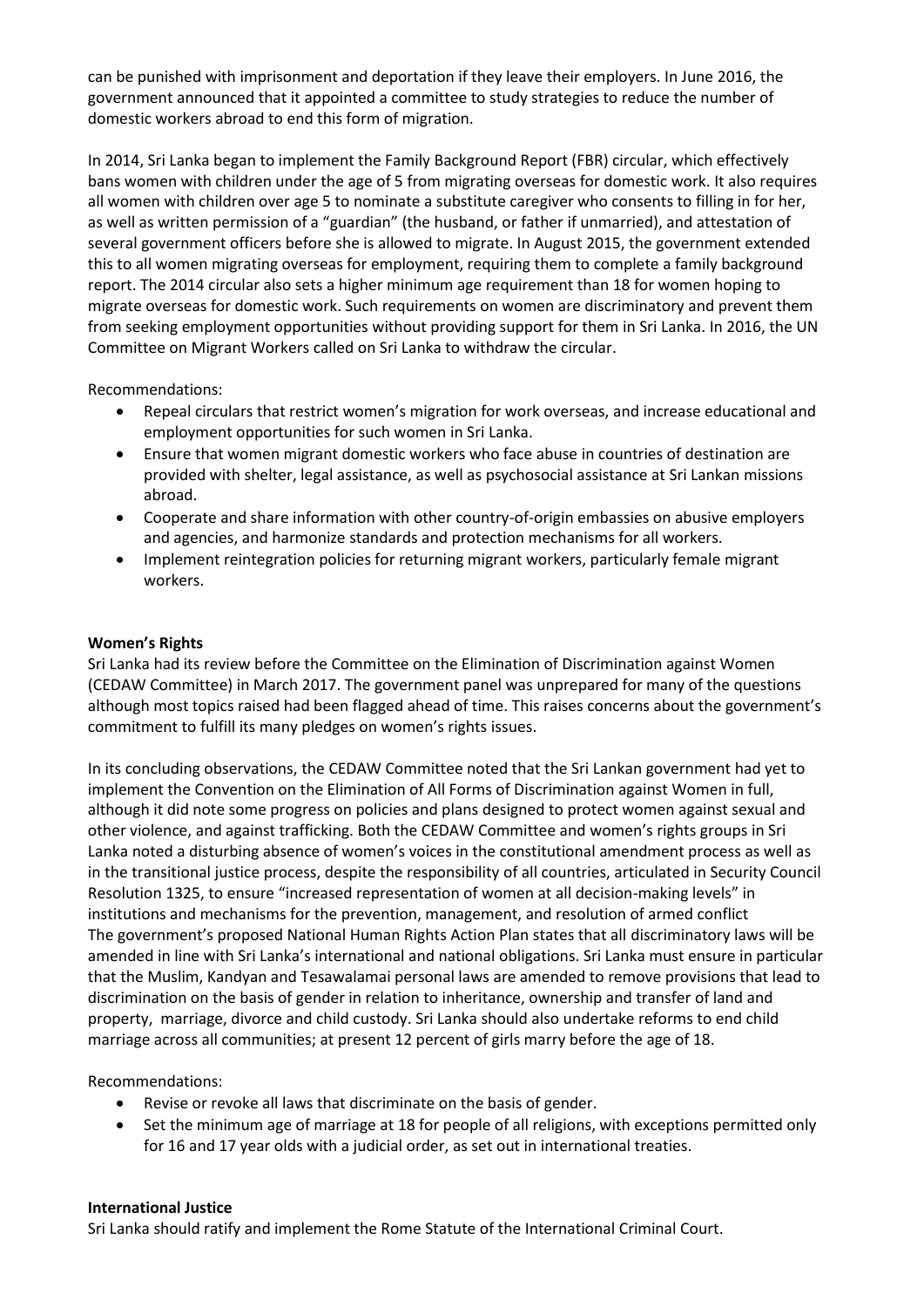can be punished with imprisonment and deportation if they leave their employers. In June 2016, the government announced that it appointed a committee to study strategies to reduce the number of domestic workers abroad to end this form of migration.

In 2014, Sri Lanka began to implement the Family Background Report (FBR) circular, which effectively bans women with children under the age of 5 from migrating overseas for domestic work. It also requires all women with children over age 5 to nominate a substitute caregiver who consents to filling in for her, as well as written permission of a "guardian" (the husband, or father if unmarried), and attestation of several government officers before she is allowed to migrate. In August 2015, the government extended this to all women migrating overseas for employment, requiring them to complete a family background report. The 2014 circular also sets a higher minimum age requirement than 18 for women hoping to migrate overseas for domestic work. Such requirements on women are discriminatory and prevent them from seeking employment opportunities without providing support for them in Sri Lanka. In 2016, the UN Committee on Migrant Workers called on Sri Lanka to withdraw the circular.

Recommendations:

- Repeal circulars that restrict women's migration for work overseas, and increase educational and employment opportunities for such women in Sri Lanka.
- Ensure that women migrant domestic workers who face abuse in countries of destination are provided with shelter, legal assistance, as well as psychosocial assistance at Sri Lankan missions abroad.
- Cooperate and share information with other country-of-origin embassies on abusive employers and agencies, and harmonize standards and protection mechanisms for all workers.
- Implement reintegration policies for returning migrant workers, particularly female migrant workers.

**Women's Rights**

Sri Lanka had its review before the Committee on the Elimination of Discrimination against Women (CEDAW Committee) in March 2017. The government panel was unprepared for many of the questions although most topics raised had been flagged ahead of time. This raises concerns about the government's commitment to fulfill its many pledges on women's rights issues.

In its concluding observations, the CEDAW Committee noted that the Sri Lankan government had yet to implement the Convention on the Elimination of All Forms of Discrimination against Women in full, although it did note some progress on policies and plans designed to protect women against sexual and other violence, and against trafficking. Both the CEDAW Committee and women's rights groups in Sri Lanka noted a disturbing absence of women's voices in the constitutional amendment process as well as in the transitional justice process, despite the responsibility of all countries, articulated in Security Council Resolution 1325, to ensure "increased representation of women at all decision-making levels" in institutions and mechanisms for the prevention, management, and resolution of armed conflict
The government's proposed National Human Rights Action Plan states that all discriminatory laws will be amended in line with Sri Lanka's international and national obligations. Sri Lanka must ensure in particular that the Muslim, Kandyan and Tesawalamai personal laws are amended to remove provisions that lead to discrimination on the basis of gender in relation to inheritance, ownership and transfer of land and property, marriage, divorce and child custody. Sri Lanka should also undertake reforms to end child marriage across all communities; at present 12 percent of girls marry before the age of 18.

Recommendations:

- Revise or revoke all laws that discriminate on the basis of gender.
- Set the minimum age of marriage at 18 for people of all religions, with exceptions permitted only for 16 and 17 year olds with a judicial order, as set out in international treaties.

**International Justice**

Sri Lanka should ratify and implement the Rome Statute of the International Criminal Court.